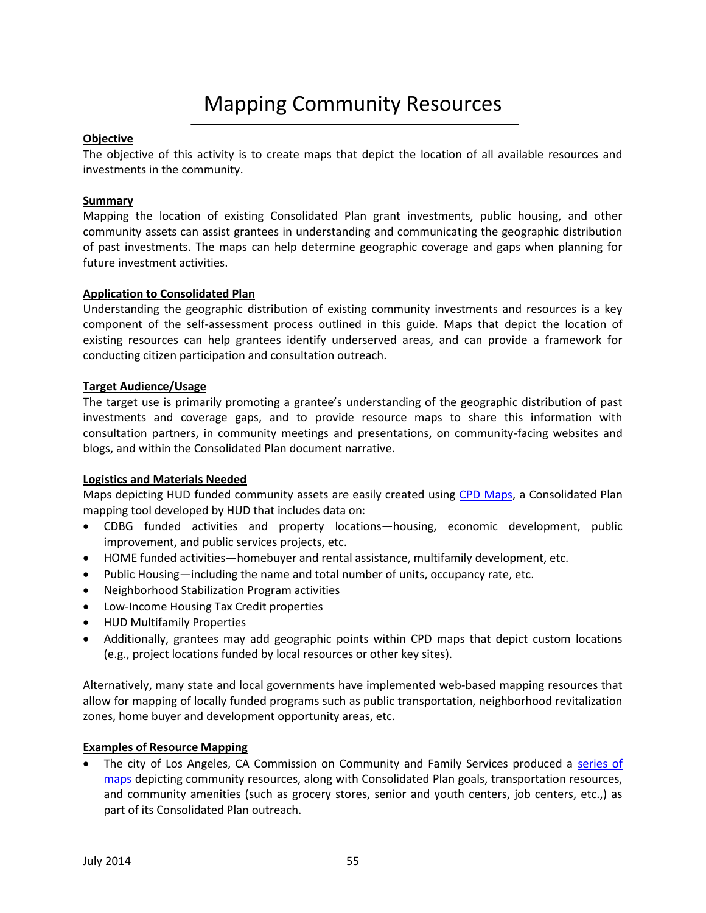# Mapping Community Resources

**Objective**

The objective of this activity is to create maps that depict the location of all available resources and investments in the community.

**Summary**

Mapping the location of existing Consolidated Plan grant investments, public housing, and other community assets can assist grantees in understanding and communicating the geographic distribution of past investments. The maps can help determine geographic coverage and gaps when planning for future investment activities.

**Application to Consolidated Plan**

Understanding the geographic distribution of existing community investments and resources is a key component of the self-assessment process outlined in this guide. Maps that depict the location of existing resources can help grantees identify underserved areas, and can provide a framework for conducting citizen participation and consultation outreach.

**Target Audience/Usage**

The target use is primarily promoting a grantee's understanding of the geographic distribution of past investments and coverage gaps, and to provide resource maps to share this information with consultation partners, in community meetings and presentations, on community-facing websites and blogs, and within the Consolidated Plan document narrative.

**Logistics and Materials Needed**

Maps depicting HUD funded community assets are easily created using CPD Maps, a Consolidated Plan mapping tool developed by HUD that includes data on:

- CDBG funded activities and property locations—housing, economic development, public improvement, and public services projects, etc.
- HOME funded activities—homebuyer and rental assistance, multifamily development, etc.
- Public Housing—including the name and total number of units, occupancy rate, etc.
- Neighborhood Stabilization Program activities
- Low-Income Housing Tax Credit properties
- HUD Multifamily Properties
- Additionally, grantees may add geographic points within CPD maps that depict custom locations (e.g., project locations funded by local resources or other key sites).

Alternatively, many state and local governments have implemented web-based mapping resources that allow for mapping of locally funded programs such as public transportation, neighborhood revitalization zones, home buyer and development opportunity areas, etc.

**Examples of Resource Mapping**

- The city of Los Angeles, CA Commission on Community and Family Services produced a series of maps depicting community resources, along with Consolidated Plan goals, transportation resources, and community amenities (such as grocery stores, senior and youth centers, job centers, etc.,) as part of its Consolidated Plan outreach.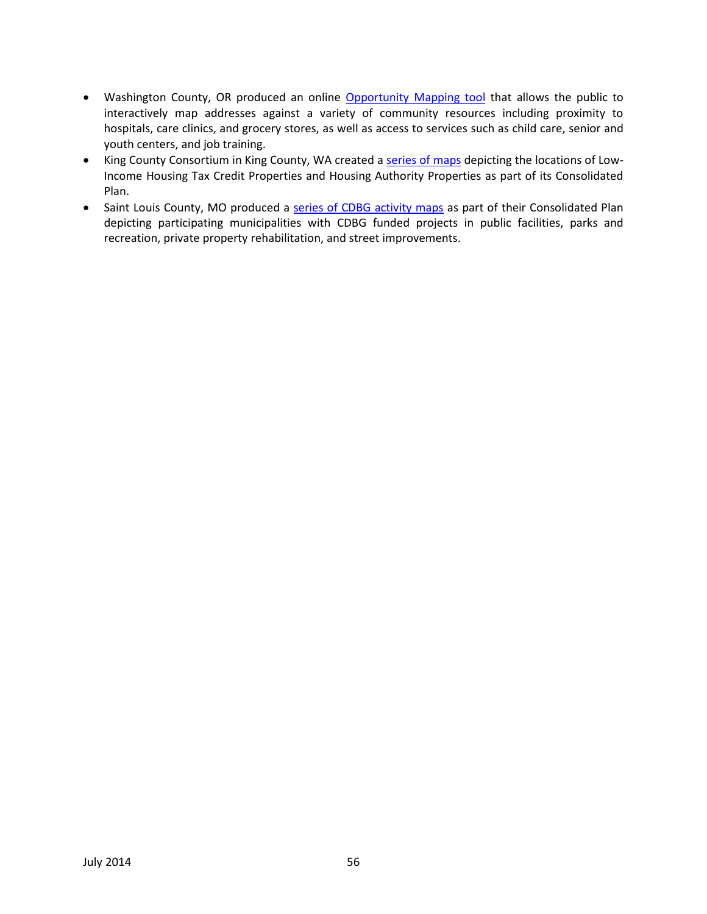- Washington County, OR produced an online Opportunity Mapping tool that allows the public to interactively map addresses against a variety of community resources including proximity to hospitals, care clinics, and grocery stores, as well as access to services such as child care, senior and youth centers, and job training.
- King County Consortium in King County, WA created a series of maps depicting the locations of Low-Income Housing Tax Credit Properties and Housing Authority Properties as part of its Consolidated Plan.
- Saint Louis County, MO produced a series of CDBG activity maps as part of their Consolidated Plan depicting participating municipalities with CDBG funded projects in public facilities, parks and recreation, private property rehabilitation, and street improvements.